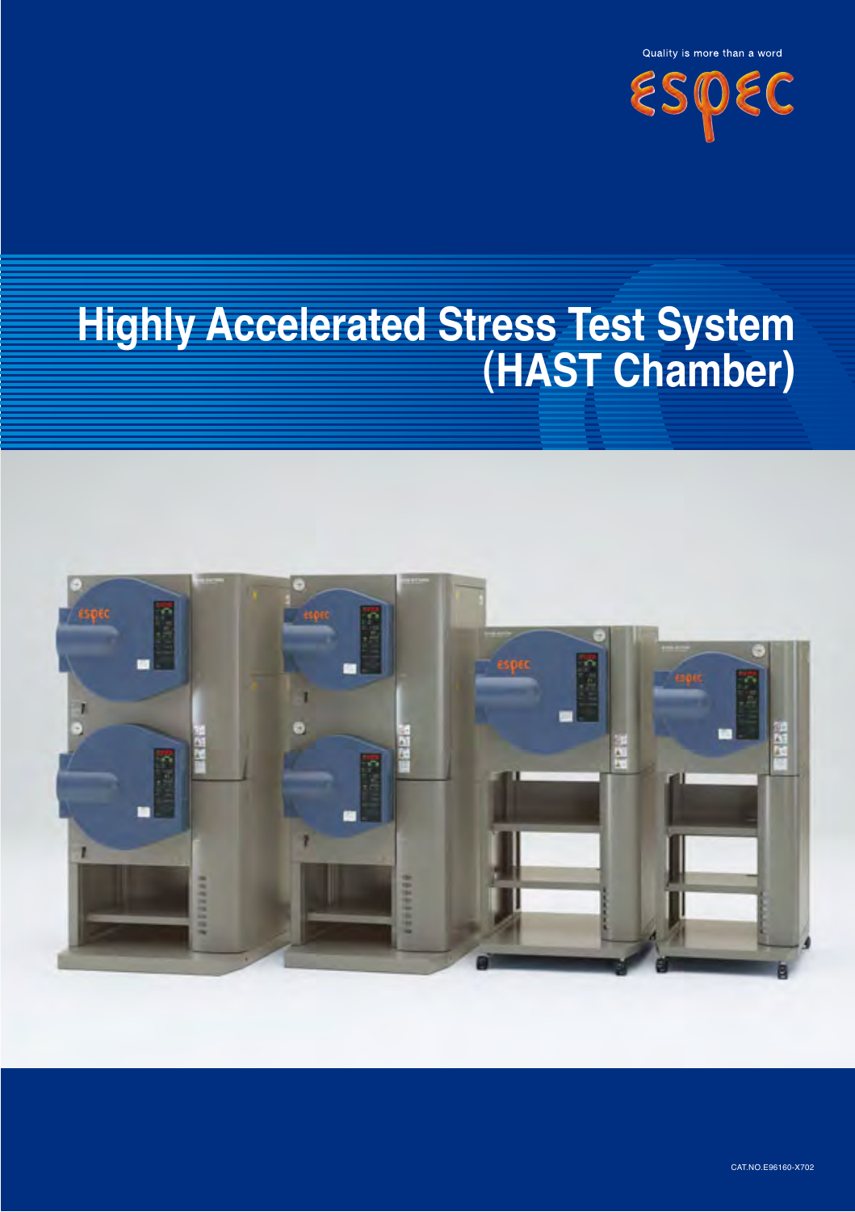Quality is more than a word

ESPEC

# Highly Accelerated Stress Test System (HAST Chamber)

CAT.NO.E96160-X702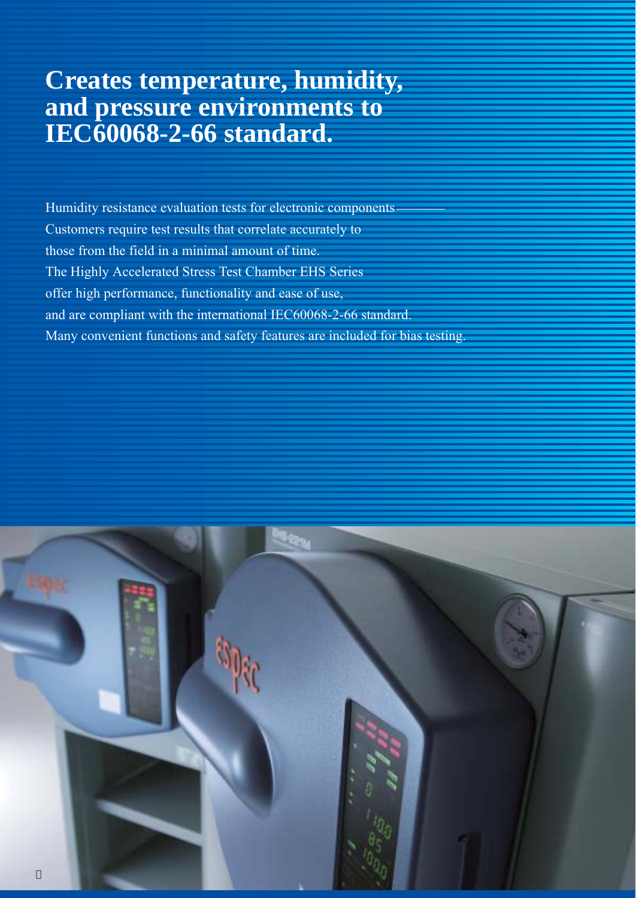# Creates temperature, humidity, and pressure environments to IEC60068-2-66 standard.

Humidity resistance evaluation tests for electronic components———
Customers require test results that correlate accurately to
those from the field in a minimal amount of time.
The Highly Accelerated Stress Test Chamber EHS Series
offer high performance, functionality and ease of use,
and are compliant with the international IEC60068-2-66 standard.
Many convenient functions and safety features are included for bias testing.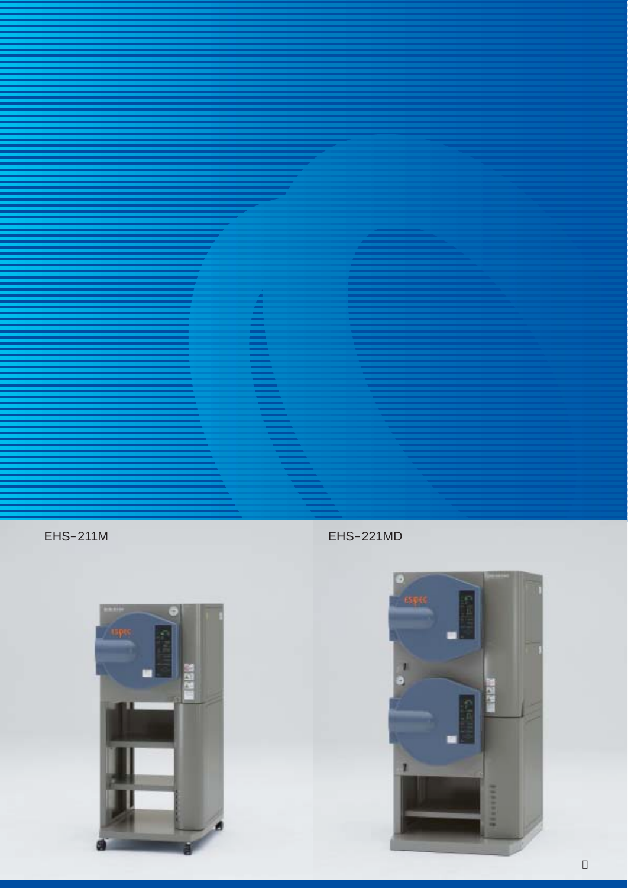EHS-211M

EHS-221MD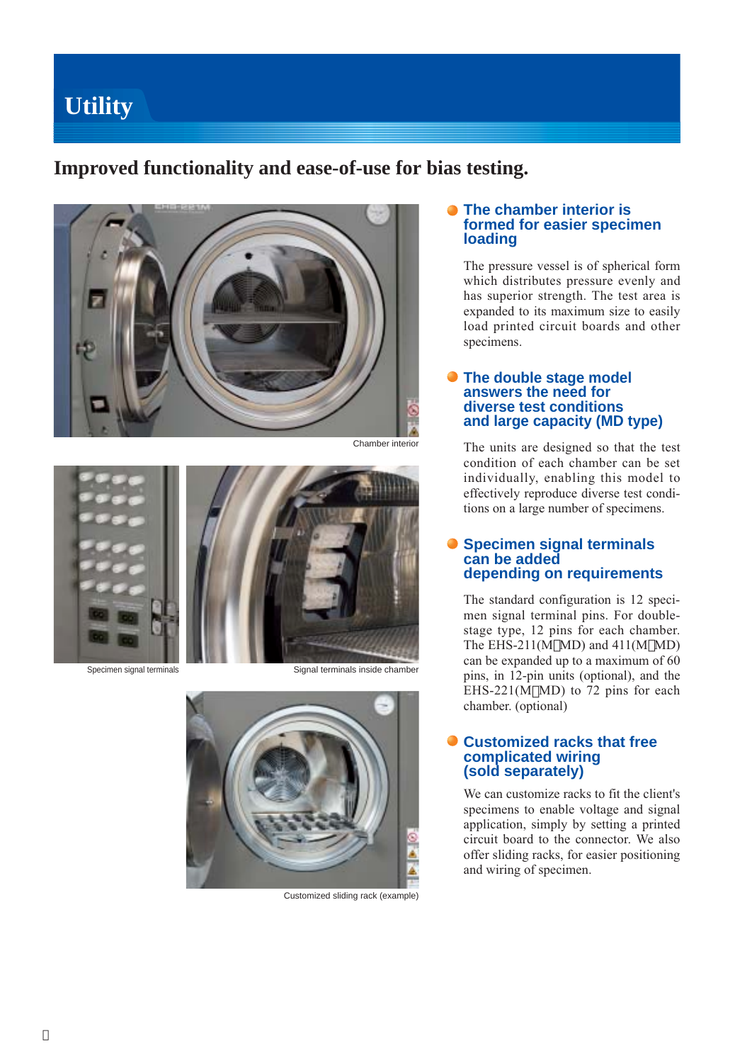# Utility

## Improved functionality and ease-of-use for bias testing.

Chamber interior

Specimen signal terminals

Signal terminals inside chamber

Customized sliding rack (example)

### The chamber interior is formed for easier specimen loading

The pressure vessel is of spherical form which distributes pressure evenly and has superior strength. The test area is expanded to its maximum size to easily load printed circuit boards and other specimens.

### The double stage model answers the need for diverse test conditions and large capacity (MD type)

The units are designed so that the test condition of each chamber can be set individually, enabling this model to effectively reproduce diverse test conditions on a large number of specimens.

### Specimen signal terminals can be added depending on requirements

The standard configuration is 12 specimen signal terminal pins. For double-stage type, 12 pins for each chamber. The EHS-211(M MD) and 411(M MD) can be expanded up to a maximum of 60 pins, in 12-pin units (optional), and the EHS-221(M MD) to 72 pins for each chamber. (optional)

### Customized racks that free complicated wiring (sold separately)

We can customize racks to fit the client's specimens to enable voltage and signal application, simply by setting a printed circuit board to the connector. We also offer sliding racks, for easier positioning and wiring of specimen.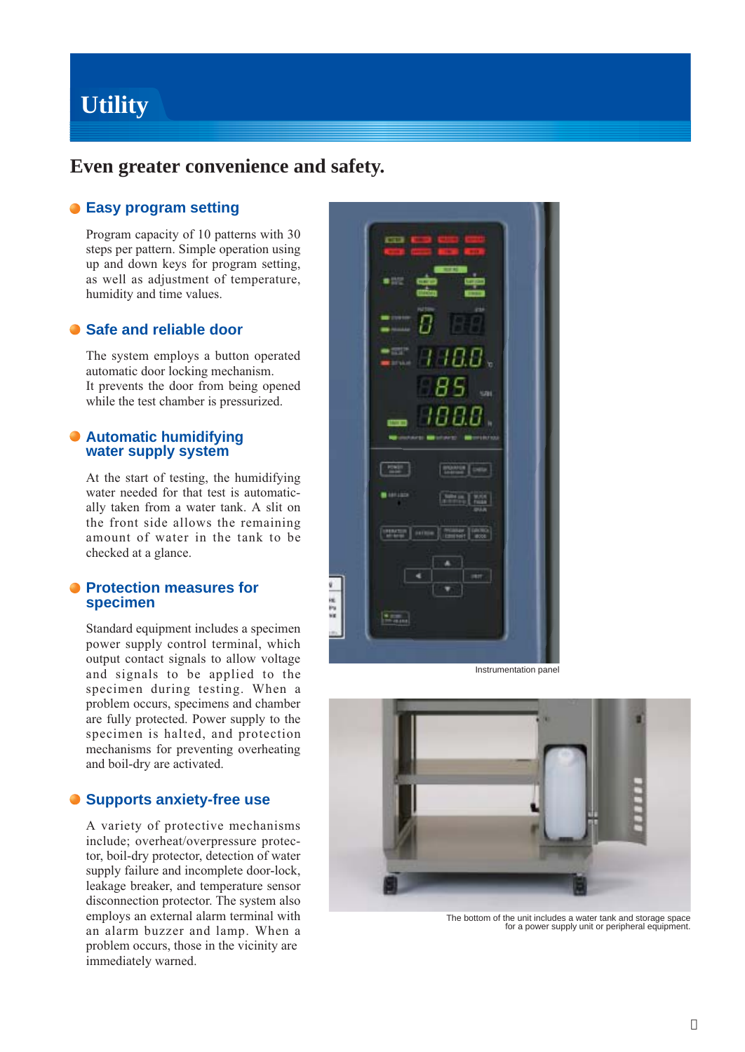# Utility

## Even greater convenience and safety.

### Easy program setting

Program capacity of 10 patterns with 30 steps per pattern. Simple operation using up and down keys for program setting, as well as adjustment of temperature, humidity and time values.

### Safe and reliable door

The system employs a button operated automatic door locking mechanism.
It prevents the door from being opened while the test chamber is pressurized.

### Automatic humidifying water supply system

At the start of testing, the humidifying water needed for that test is automatically taken from a water tank. A slit on the front side allows the remaining amount of water in the tank to be checked at a glance.

### Protection measures for specimen

Standard equipment includes a specimen power supply control terminal, which output contact signals to allow voltage and signals to be applied to the specimen during testing. When a problem occurs, specimens and chamber are fully protected. Power supply to the specimen is halted, and protection mechanisms for preventing overheating and boil-dry are activated.

### Supports anxiety-free use

A variety of protective mechanisms include; overheat/overpressure protector, boil-dry protector, detection of water supply failure and incomplete door-lock, leakage breaker, and temperature sensor disconnection protector. The system also employs an external alarm terminal with an alarm buzzer and lamp. When a problem occurs, those in the vicinity are immediately warned.

Instrumentation panel

The bottom of the unit includes a water tank and storage space for a power supply unit or peripheral equipment.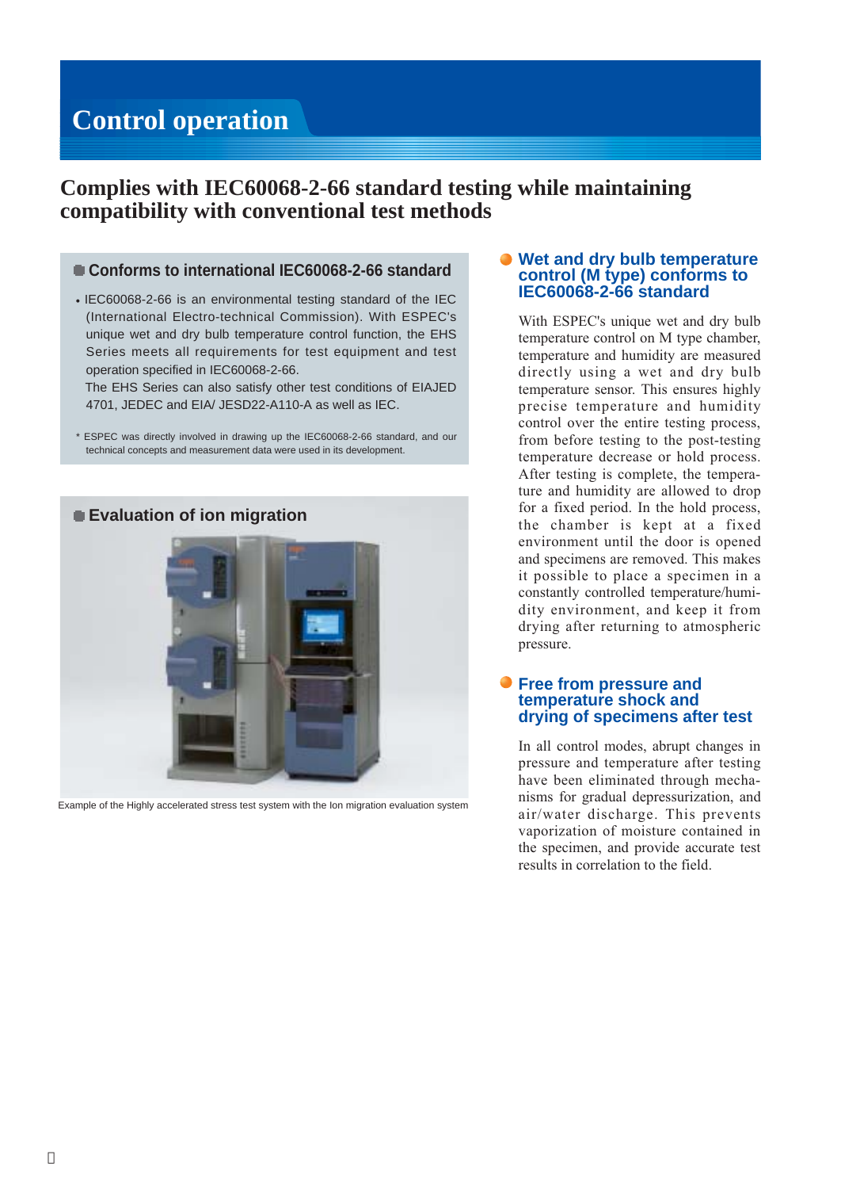# Control operation

## Complies with IEC60068-2-66 standard testing while maintaining compatibility with conventional test methods

### Conforms to international IEC60068-2-66 standard

- IEC60068-2-66 is an environmental testing standard of the IEC (International Electro-technical Commission). With ESPEC's unique wet and dry bulb temperature control function, the EHS Series meets all requirements for test equipment and test operation specified in IEC60068-2-66.
  The EHS Series can also satisfy other test conditions of EIAJED 4701, JEDEC and EIA/ JESD22-A110-A as well as IEC.

\* ESPEC was directly involved in drawing up the IEC60068-2-66 standard, and our technical concepts and measurement data were used in its development.

### Evaluation of ion migration

Example of the Highly accelerated stress test system with the Ion migration evaluation system

### Wet and dry bulb temperature control (M type) conforms to IEC60068-2-66 standard

With ESPEC's unique wet and dry bulb temperature control on M type chamber, temperature and humidity are measured directly using a wet and dry bulb temperature sensor. This ensures highly precise temperature and humidity control over the entire testing process, from before testing to the post-testing temperature decrease or hold process. After testing is complete, the temperature and humidity are allowed to drop for a fixed period. In the hold process, the chamber is kept at a fixed environment until the door is opened and specimens are removed. This makes it possible to place a specimen in a constantly controlled temperature/humidity environment, and keep it from drying after returning to atmospheric pressure.

### Free from pressure and temperature shock and drying of specimens after test

In all control modes, abrupt changes in pressure and temperature after testing have been eliminated through mechanisms for gradual depressurization, and air/water discharge. This prevents vaporization of moisture contained in the specimen, and provide accurate test results in correlation to the field.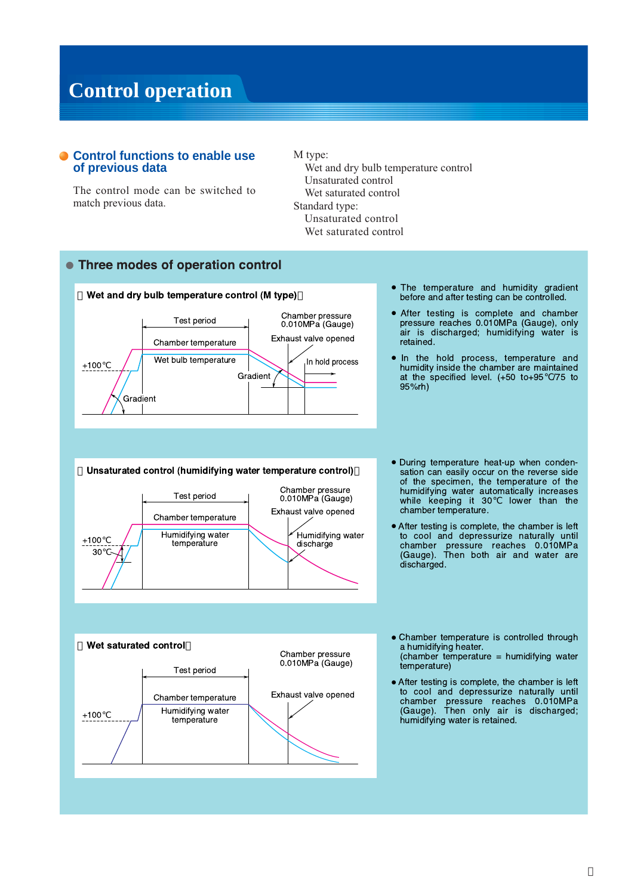# Control operation

## Control functions to enable use of previous data

The control mode can be switched to match previous data.

M type:
- Wet and dry bulb temperature control
- Unsaturated control
- Wet saturated control

Standard type:
- Unsaturated control
- Wet saturated control

## Three modes of operation control

### Wet and dry bulb temperature control (M type)

Test period | Chamber pressure 0.010MPa (Gauge) | Exhaust valve opened | Chamber temperature | Wet bulb temperature | +100℃ | Gradient | In hold process

- The temperature and humidity gradient before and after testing can be controlled.
- After testing is complete and chamber pressure reaches 0.010MPa (Gauge), only air is discharged; humidifying water is retained.
- In the hold process, temperature and humidity inside the chamber are maintained at the specified level. (+50 to+95℃/75 to 95%rh)

### Unsaturated control (humidifying water temperature control)

Test period | Chamber pressure 0.010MPa (Gauge) | Exhaust valve opened | Chamber temperature | Humidifying water temperature | +100℃ | 30℃ | Humidifying water discharge

- During temperature heat-up when condensation can easily occur on the reverse side of the specimen, the temperature of the humidifying water automatically increases while keeping it 30℃ lower than the chamber temperature.
- After testing is complete, the chamber is left to cool and depressurize naturally until chamber pressure reaches 0.010MPa (Gauge). Then both air and water are discharged.

### Wet saturated control

Test period | Chamber pressure 0.010MPa (Gauge) | Exhaust valve opened | Chamber temperature | Humidifying water temperature | +100℃

- Chamber temperature is controlled through a humidifying heater. (chamber temperature = humidifying water temperature)
- After testing is complete, the chamber is left to cool and depressurize naturally until chamber pressure reaches 0.010MPa (Gauge). Then only air is discharged; humidifying water is retained.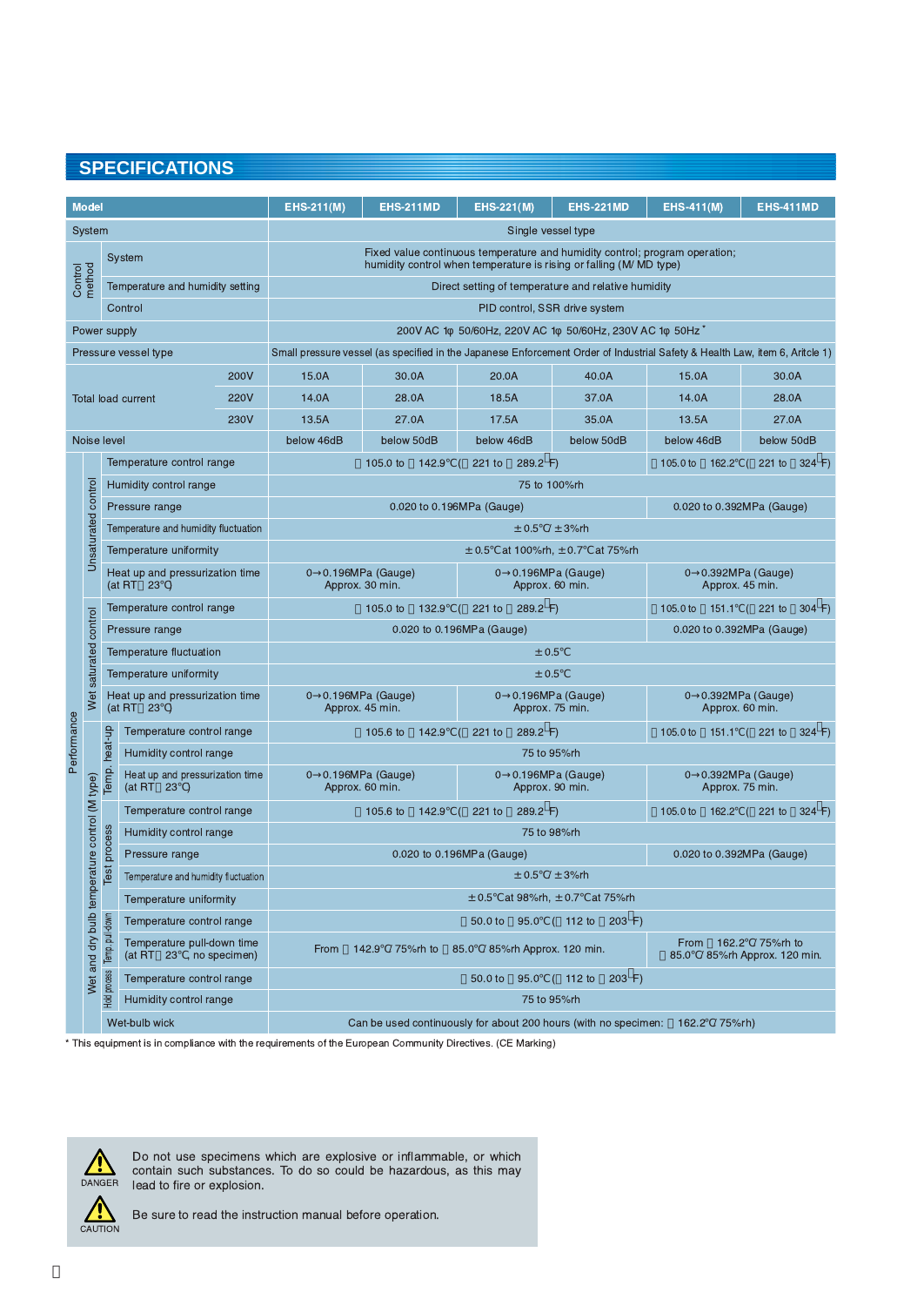## SPECIFICATIONS

| Model | | | | EHS-211(M) | EHS-211MD | EHS-221(M) | EHS-221MD | EHS-411(M) | EHS-411MD |
|---|---|---|---|---|---|---|---|---|---|
| System | | | | Single vessel type | | | | | |
| Control method | System | | | Fixed value continuous temperature and humidity control; program operation; humidity control when temperature is rising or falling (M/ MD type) | | | | | |
| | Temperature and humidity setting | | | Direct setting of temperature and relative humidity | | | | | |
| | Control | | | PID control, SSR drive system | | | | | |
| Power supply | | | | 200V AC 1φ 50/60Hz, 220V AC 1φ 50/60Hz, 230V AC 1φ 50Hz * | | | | | |
| Pressure vessel type | | | | Small pressure vessel (as specified in the Japanese Enforcement Order of Industrial Safety & Health Law, item 6, Aritcle 1) | | | | | |
| Total load current | | | 200V | 15.0A | 30.0A | 20.0A | 40.0A | 15.0A | 30.0A |
| | | | 220V | 14.0A | 28.0A | 18.5A | 37.0A | 14.0A | 28.0A |
| | | | 230V | 13.5A | 27.0A | 17.5A | 35.0A | 13.5A | 27.0A |
| Noise level | | | | below 46dB | below 50dB | below 46dB | below 50dB | below 46dB | below 50dB |
| Performance | Unsaturated control | Temperature control range | | 105.0 to 142.9°C (221 to 289.2°F) | | | | 105.0 to 162.2°C (221 to 324°F) | |
| | | Humidity control range | | 75 to 100%rh | | | | | |
| | | Pressure range | | 0.020 to 0.196MPa (Gauge) | | | | 0.020 to 0.392MPa (Gauge) | |
| | | Temperature and humidity fluctuation | | ±0.5°C ±3%rh | | | | | |
| | | Temperature uniformity | | ±0.5°C at 100%rh, ±0.7°C at 75%rh | | | | | |
| | | Heat up and pressurization time (at RT 23°C) | | 0→0.196MPa (Gauge) Approx. 30 min. | | 0→0.196MPa (Gauge) Approx. 60 min. | | 0→0.392MPa (Gauge) Approx. 45 min. | |
| | Wet saturated control | Temperature control range | | 105.0 to 132.9°C (221 to 289.2°F) | | | | 105.0 to 151.1°C (221 to 304°F) | |
| | | Pressure range | | 0.020 to 0.196MPa (Gauge) | | | | 0.020 to 0.392MPa (Gauge) | |
| | | Temperature fluctuation | | ±0.5°C | | | | | |
| | | Temperature uniformity | | ±0.5°C | | | | | |
| | | Heat up and pressurization time (at RT 23°C) | | 0→0.196MPa (Gauge) Approx. 45 min. | | 0→0.196MPa (Gauge) Approx. 75 min. | | 0→0.392MPa (Gauge) Approx. 60 min. | |
| | Wet and dry bulb temperature control (M type) | Temp. heat-up | Temperature control range | 105.6 to 142.9°C (221 to 289.2°F) | | | | 105.0 to 151.1°C (221 to 324°F) | |
| | | | Humidity control range | 75 to 95%rh | | | | | |
| | | | Heat up and pressurization time (at RT 23°C) | 0→0.196MPa (Gauge) Approx. 60 min. | | 0→0.196MPa (Gauge) Approx. 90 min. | | 0→0.392MPa (Gauge) Approx. 75 min. | |
| | | Test process | Temperature control range | 105.6 to 142.9°C (221 to 289.2°F) | | | | 105.0 to 162.2°C (221 to 324°F) | |
| | | | Humidity control range | 75 to 98%rh | | | | | |
| | | | Pressure range | 0.020 to 0.196MPa (Gauge) | | | | 0.020 to 0.392MPa (Gauge) | |
| | | | Temperature and humidity fluctuation | ±0.5°C ±3%rh | | | | | |
| | | | Temperature uniformity | ±0.5°C at 98%rh, ±0.7°C at 75%rh | | | | | |
| | | Temp. pull-down | Temperature control range | 50.0 to 95.0°C (112 to 203°F) | | | | | |
| | | | Temperature pull-down time (at RT 23°C, no specimen) | From 142.9°C 75%rh to 85.0°C 85%rh Approx. 120 min. | | | | From 162.2°C 75%rh to 85.0°C 85%rh Approx. 120 min. | |
| | | Hold process | Temperature control range | 50.0 to 95.0°C (112 to 203°F) | | | | | |
| | | | Humidity control range | 75 to 95%rh | | | | | |
| | Wet-bulb wick | | | Can be used continuously for about 200 hours (with no specimen: 162.2°C 75%rh) | | | | | |

\* This equipment is in compliance with the requirements of the European Community Directives. (CE Marking)

**DANGER** Do not use specimens which are explosive or inflammable, or which contain such substances. To do so could be hazardous, as this may lead to fire or explosion.

**CAUTION** Be sure to read the instruction manual before operation.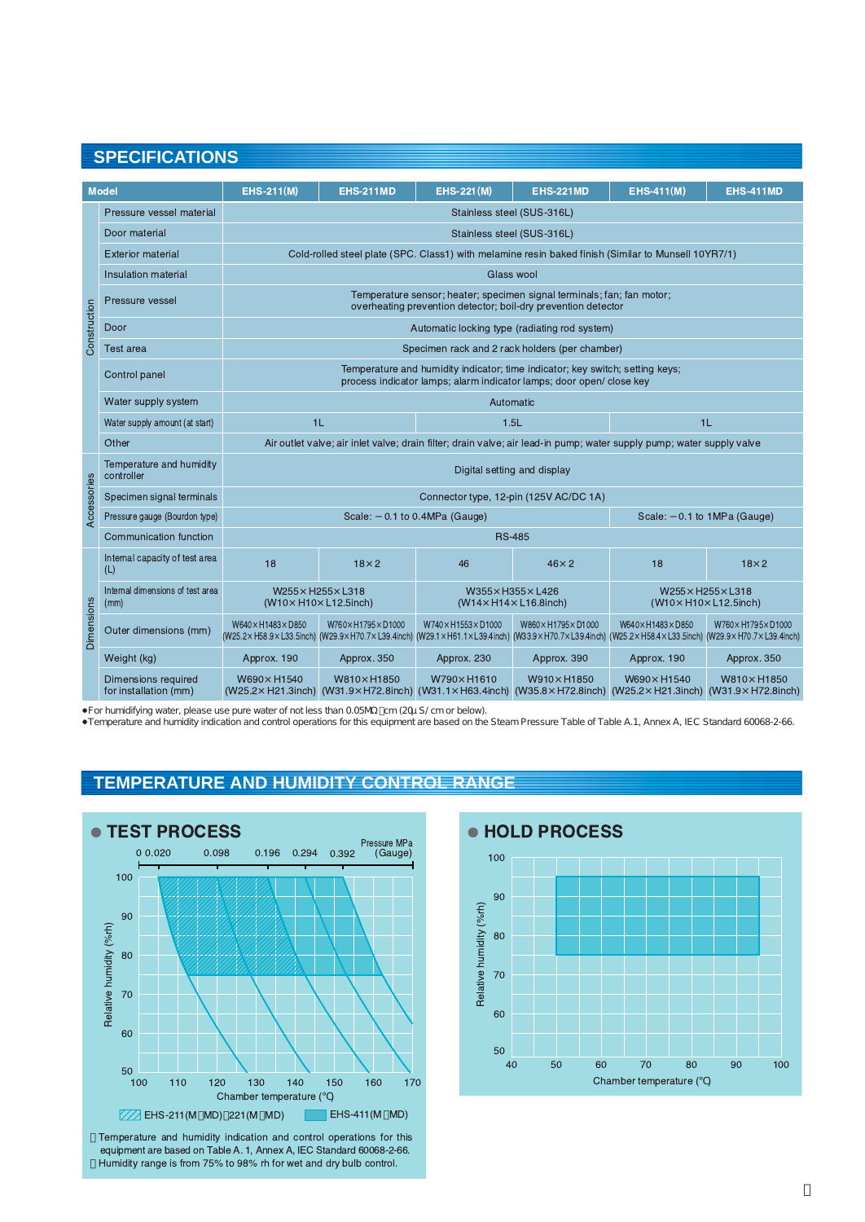## SPECIFICATIONS

| | Model | EHS-211(M) | EHS-211MD | EHS-221(M) | EHS-221MD | EHS-411(M) | EHS-411MD |
|---|---|---|---|---|---|---|---|
| Construction | Pressure vessel material | Stainless steel (SUS-316L) | | | | | |
| | Door material | Stainless steel (SUS-316L) | | | | | |
| | Exterior material | Cold-rolled steel plate (SPC. Class1) with melamine resin baked finish (Similar to Munsell 10YR7/1) | | | | | |
| | Insulation material | Glass wool | | | | | |
| | Pressure vessel | Temperature sensor; heater; specimen signal terminals; fan; fan motor; overheating prevention detector; boil-dry prevention detector | | | | | |
| | Door | Automatic locking type (radiating rod system) | | | | | |
| | Test area | Specimen rack and 2 rack holders (per chamber) | | | | | |
| | Control panel | Temperature and humidity indicator; time indicator; key switch; setting keys; process indicator lamps; alarm indicator lamps; door open/ close key | | | | | |
| | Water supply system | Automatic | | | | | |
| | Water supply amount (at start) | 1L | | 1.5L | | 1L | |
| | Other | Air outlet valve; air inlet valve; drain filter; drain valve; air lead-in pump; water supply pump; water supply valve | | | | | |
| Accessories | Temperature and humidity controller | Digital setting and display | | | | | |
| | Specimen signal terminals | Connector type, 12-pin (125V AC/DC 1A) | | | | | |
| | Pressure gauge (Bourdon type) | Scale: −0.1 to 0.4MPa (Gauge) | | | | Scale: −0.1 to 1MPa (Gauge) | |
| | Communication function | RS-485 | | | | | |
| Dimensions | Internal capacity of test area (L) | 18 | 18×2 | 46 | 46×2 | 18 | 18×2 |
| | Internal dimensions of test area (mm) | W255×H255×L318 (W10×H10×L12.5inch) | | W355×H355×L426 (W14×H14×L16.8inch) | | W255×H255×L318 (W10×H10×L12.5inch) | |
| | Outer dimensions (mm) | W640×H1483×D850 (W25.2×H58.9×L33.5inch) | W760×H1795×D1000 (W29.9×H70.7×L39.4inch) | W740×H1553×D1000 (W29.1×H61.1×L39.4inch) | W860×H1795×D1000 (W33.9×H70.7×L39.4inch) | W640×H1483×D850 (W25.2×H58.4×L33.5inch) | W760×H1795×D1000 (W29.9×H70.7×L39.4inch) |
| | Weight (kg) | Approx. 190 | Approx. 350 | Approx. 230 | Approx. 390 | Approx. 190 | Approx. 350 |
| | Dimensions required for installation (mm) | W690×H1540 (W25.2×H21.3inch) | W810×H1850 (W31.9×H72.8inch) | W790×H1610 (W31.1×H63.4inch) | W910×H1850 (W35.8×H72.8inch) | W690×H1540 (W25.2×H21.3inch) | W810×H1850 (W31.9×H72.8inch) |

- For humidifying water, please use pure water of not less than 0.05MΩ・cm (20μS/cm or below).
- Temperature and humidity indication and control operations for this equipment are based on the Steam Pressure Table of Table A.1, Annex A, IEC Standard 60068-2-66.

## TEMPERATURE AND HUMIDITY CONTROL RANGE

### TEST PROCESS

EHS-211(M・MD)・221(M・MD)　EHS-411(M・MD)

・Temperature and humidity indication and control operations for this equipment are based on Table A. 1, Annex A, IEC Standard 60068-2-66.
・Humidity range is from 75% to 98% rh for wet and dry bulb control.

### HOLD PROCESS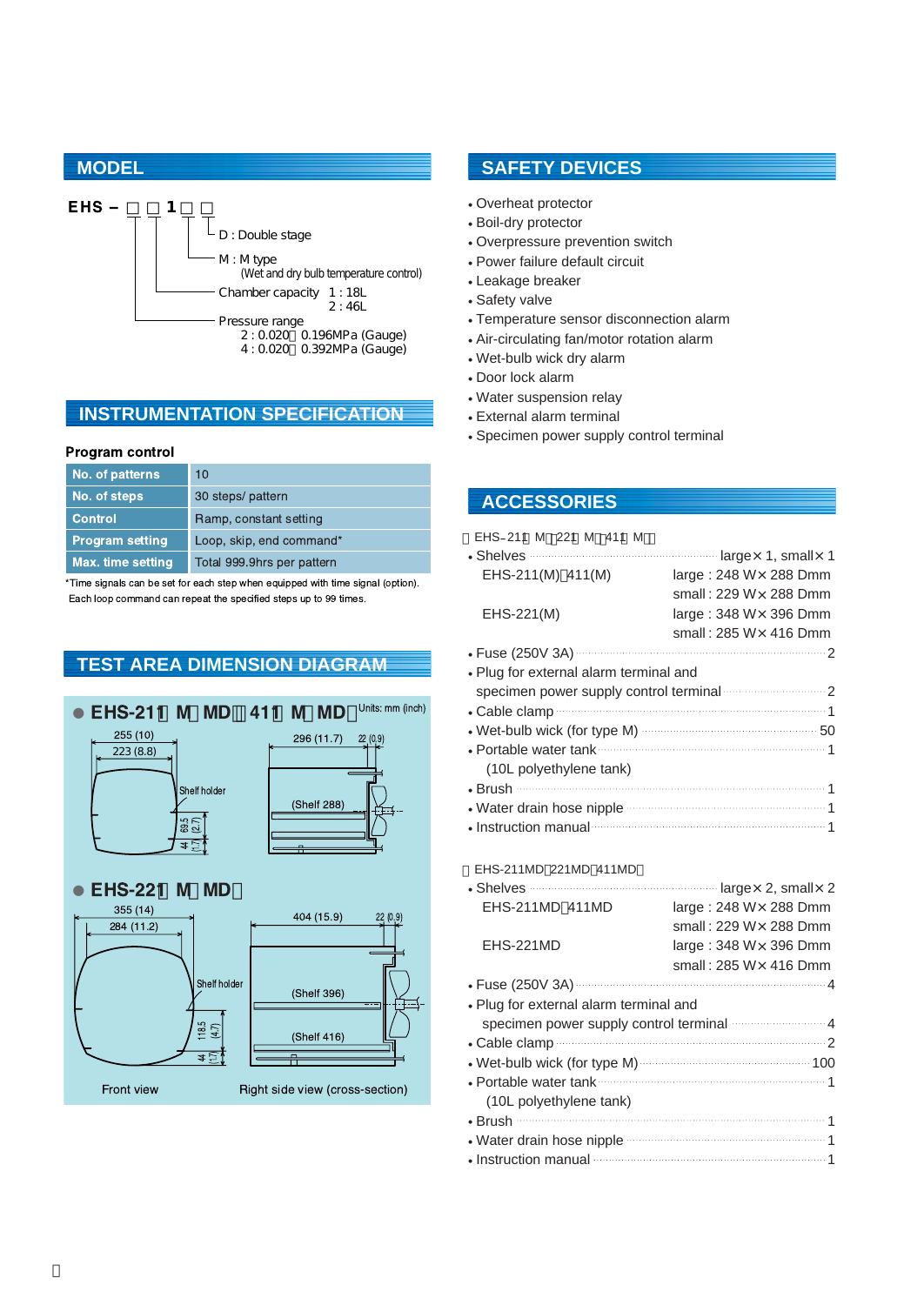## MODEL

EHS – □ □ 1 □ □

- D : Double stage
- M : M type (Wet and dry bulb temperature control)
- Chamber capacity 1 : 18L, 2 : 46L
- Pressure range
  - 2 : 0.020～0.196MPa (Gauge)
  - 4 : 0.020～0.392MPa (Gauge)

## INSTRUMENTATION SPECIFICATION

**Program control**

| No. of patterns | 10 |
|---|---|
| No. of steps | 30 steps/ pattern |
| Control | Ramp, constant setting |
| Program setting | Loop, skip, end command* |
| Max. time setting | Total 999.9hrs per pattern |

*Time signals can be set for each step when equipped with time signal (option).
Each loop command can repeat the specified steps up to 99 times.

## TEST AREA DIMENSION DIAGRAM

Units: mm (inch)

● EHS-211（M）MD・411（M）MD）

255 (10), 223 (8.8), Shelf holder, 69.5 (2.7), 44 (1.7), 296 (11.7), 22 (0.9), (Shelf 288)

● EHS-221（M）MD）

355 (14), 284 (11.2), Shelf holder, 118.5 (4.7), 44 (1.7), 404 (15.9), 22 (0.9), (Shelf 396), (Shelf 416)

Front view | Right side view (cross-section)

## SAFETY DEVICES

- Overheat protector
- Boil-dry protector
- Overpressure prevention switch
- Power failure default circuit
- Leakage breaker
- Safety valve
- Temperature sensor disconnection alarm
- Air-circulating fan/motor rotation alarm
- Wet-bulb wick dry alarm
- Door lock alarm
- Water suspension relay
- External alarm terminal
- Specimen power supply control terminal

## ACCESSORIES

（EHS-211（M）・221（M）・411（M））

- Shelves ..... large× 1, small× 1
  - EHS-211(M)・411(M): large : 248 W× 288 Dmm; small : 229 W× 288 Dmm
  - EHS-221(M): large : 348 W× 396 Dmm; small : 285 W× 416 Dmm
- Fuse (250V 3A) ..... 2
- Plug for external alarm terminal and specimen power supply control terminal ..... 2
- Cable clamp ..... 1
- Wet-bulb wick (for type M) ..... 50
- Portable water tank (10L polyethylene tank) ..... 1
- Brush ..... 1
- Water drain hose nipple ..... 1
- Instruction manual ..... 1

（EHS-211MD・221MD・411MD）

- Shelves ..... large× 2, small× 2
  - EHS-211MD・411MD: large : 248 W× 288 Dmm; small : 229 W× 288 Dmm
  - EHS-221MD: large : 348 W× 396 Dmm; small : 285 W× 416 Dmm
- Fuse (250V 3A) ..... 4
- Plug for external alarm terminal and specimen power supply control terminal ..... 4
- Cable clamp ..... 2
- Wet-bulb wick (for type M) ..... 100
- Portable water tank (10L polyethylene tank) ..... 1
- Brush ..... 1
- Water drain hose nipple ..... 1
- Instruction manual ..... 1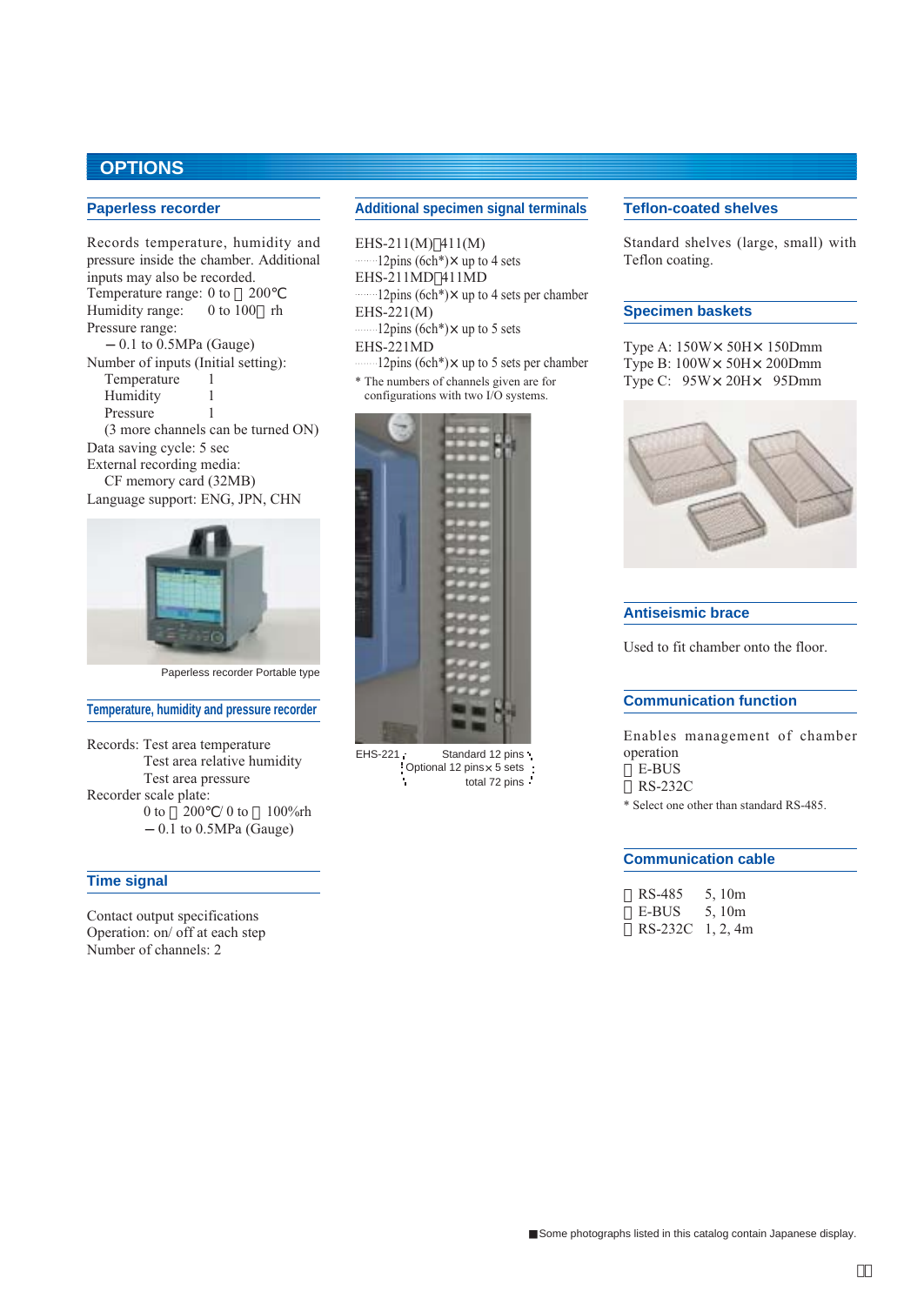# OPTIONS

## Paperless recorder

Records temperature, humidity and pressure inside the chamber. Additional inputs may also be recorded.
Temperature range: 0 to  200℃
Humidity range: 0 to 100 rh
Pressure range:
−0.1 to 0.5MPa (Gauge)
Number of inputs (Initial setting):
Temperature 1
Humidity 1
Pressure 1
(3 more channels can be turned ON)
Data saving cycle: 5 sec
External recording media:
CF memory card (32MB)
Language support: ENG, JPN, CHN

Paperless recorder Portable type

## Temperature, humidity and pressure recorder

Records: Test area temperature
Test area relative humidity
Test area pressure
Recorder scale plate:
0 to  200℃/ 0 to  100%rh
−0.1 to 0.5MPa (Gauge)

## Time signal

Contact output specifications
Operation: on/ off at each step
Number of channels: 2

## Additional specimen signal terminals

EHS-211(M) 411(M)
……12pins (6ch*)× up to 4 sets
EHS-211MD 411MD
……12pins (6ch*)× up to 4 sets per chamber
EHS-221(M)
……12pins (6ch*)× up to 5 sets
EHS-221MD
……12pins (6ch*)× up to 5 sets per chamber

* The numbers of channels given are for configurations with two I/O systems.

EHS-221 Standard 12 pins
Optional 12 pins× 5 sets
total 72 pins

## Teflon-coated shelves

Standard shelves (large, small) with Teflon coating.

## Specimen baskets

Type A: 150W× 50H× 150Dmm
Type B: 100W× 50H× 200Dmm
Type C: 95W× 20H× 95Dmm

## Antiseismic brace

Used to fit chamber onto the floor.

## Communication function

Enables management of chamber operation
E-BUS
RS-232C

* Select one other than standard RS-485.

## Communication cable

RS-485 5, 10m
E-BUS 5, 10m
RS-232C 1, 2, 4m

■Some photographs listed in this catalog contain Japanese display.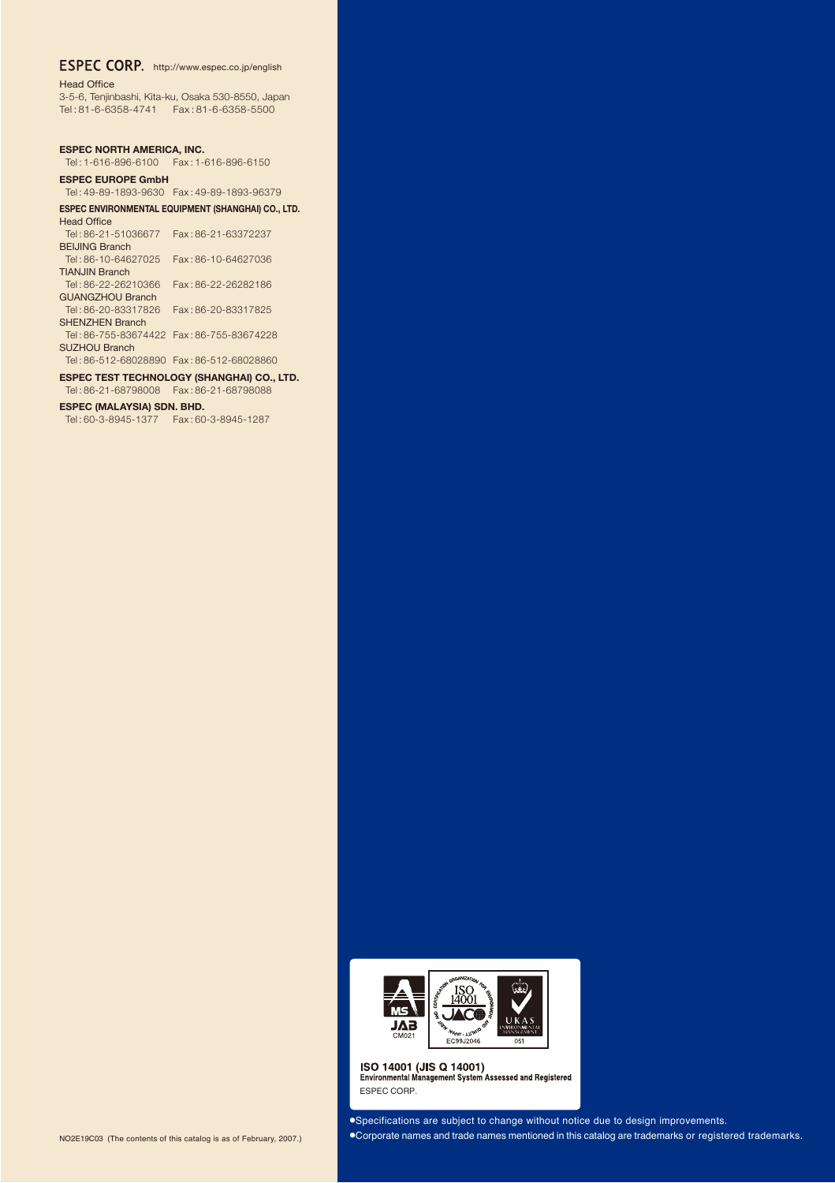**ESPEC CORP.** http://www.espec.co.jp/english

Head Office
3-5-6, Tenjinbashi, Kita-ku, Osaka 530-8550, Japan
Tel : 81-6-6358-4741 Fax : 81-6-6358-5500

**ESPEC NORTH AMERICA, INC.**
Tel : 1-616-896-6100 Fax : 1-616-896-6150

**ESPEC EUROPE GmbH**
Tel : 49-89-1893-9630 Fax : 49-89-1893-96379

**ESPEC ENVIRONMENTAL EQUIPMENT (SHANGHAI) CO., LTD.**
Head Office
Tel : 86-21-51036677 Fax : 86-21-63372237
BEIJING Branch
Tel : 86-10-64627025 Fax : 86-10-64627036
TIANJIN Branch
Tel : 86-22-26210366 Fax : 86-22-26282186
GUANGZHOU Branch
Tel : 86-20-83317826 Fax : 86-20-83317825
SHENZHEN Branch
Tel : 86-755-83674422 Fax : 86-755-83674228
SUZHOU Branch
Tel : 86-512-68028890 Fax : 86-512-68028860

**ESPEC TEST TECHNOLOGY (SHANGHAI) CO., LTD.**
Tel : 86-21-68798008 Fax : 86-21-68798088

**ESPEC (MALAYSIA) SDN. BHD.**
Tel : 60-3-8945-1377 Fax : 60-3-8945-1287

MS JAB CM021
ISO 14001 JACO EC99J2046
UKAS ENVIRONMENTAL MANAGEMENT 051

**ISO 14001 (JIS Q 14001)**
**Environmental Management System Assessed and Registered**
ESPEC CORP.

- Specifications are subject to change without notice due to design improvements.
- Corporate names and trade names mentioned in this catalog are trademarks or registered trademarks.

NO2E19C03 (The contents of this catalog is as of February, 2007.)